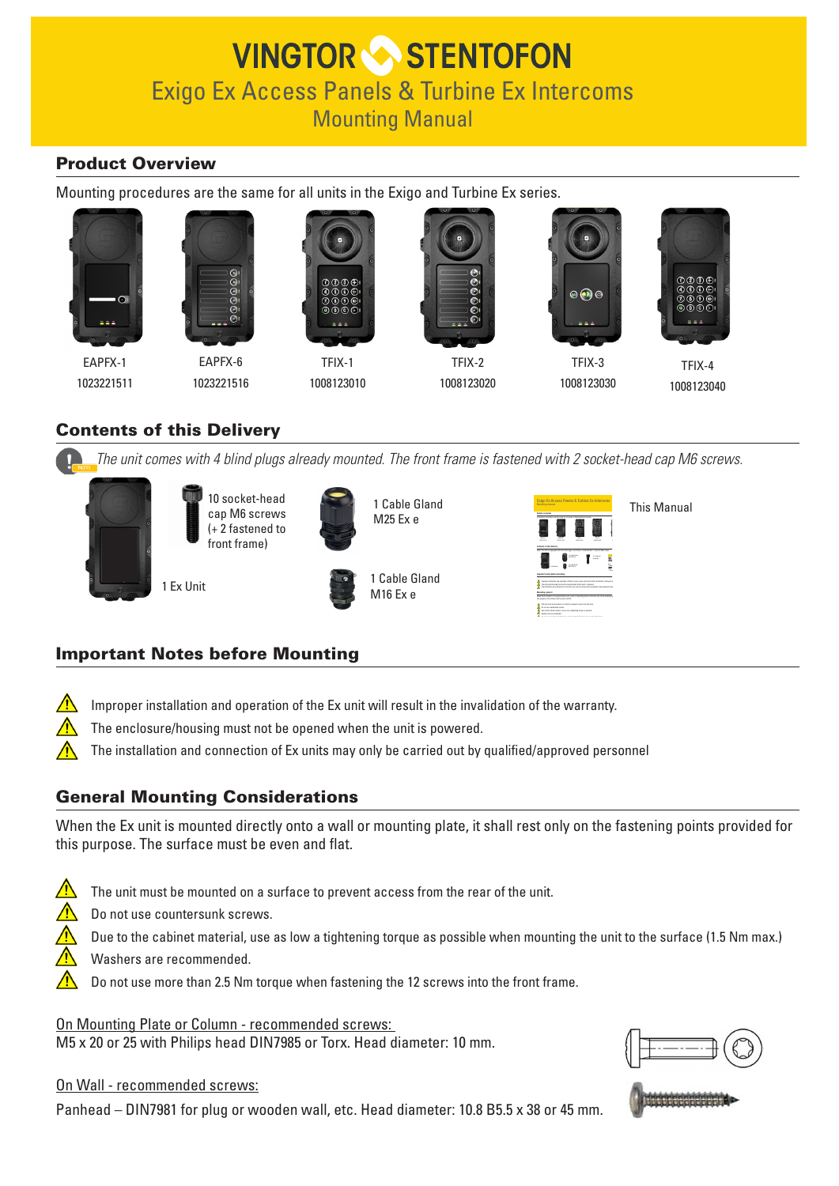# VINGTOR STENTOFON

## Exigo Ex Access Panels & Turbine Ex Intercoms

### Mounting Manual

## Product Overview

Mounting procedures are the same for all units in the Exigo and Turbine Ex series.

| EAPFX-1 | EAPFX-6 | TFIX-1 | TFIX-2 | TFIX-3 | TFIX-4 |
|---|---|---|---|---|---|
| 1023221511 | 1023221516 | 1008123010 | 1008123020 | 1008123030 | 1008123040 |

## Contents of this Delivery

*The unit comes with 4 blind plugs already mounted. The front frame is fastened with 2 socket-head cap M6 screws.*

- 1 Ex Unit
- 10 socket-head cap M6 screws (+ 2 fastened to front frame)
- 1 Cable Gland M25 Ex e
- 1 Cable Gland M16 Ex e
- This Manual

## Important Notes before Mounting

- Improper installation and operation of the Ex unit will result in the invalidation of the warranty.
- The enclosure/housing must not be opened when the unit is powered.
- The installation and connection of Ex units may only be carried out by qualified/approved personnel

## General Mounting Considerations

When the Ex unit is mounted directly onto a wall or mounting plate, it shall rest only on the fastening points provided for this purpose. The surface must be even and flat.

- The unit must be mounted on a surface to prevent access from the rear of the unit.
- Do not use countersunk screws.
- Due to the cabinet material, use as low a tightening torque as possible when mounting the unit to the surface (1.5 Nm max.)
- Washers are recommended.
- Do not use more than 2.5 Nm torque when fastening the 12 screws into the front frame.

On Mounting Plate or Column - recommended screws:
M5 x 20 or 25 with Philips head DIN7985 or Torx. Head diameter: 10 mm.

On Wall - recommended screws:

Panhead – DIN7981 for plug or wooden wall, etc. Head diameter: 10.8 B5.5 x 38 or 45 mm.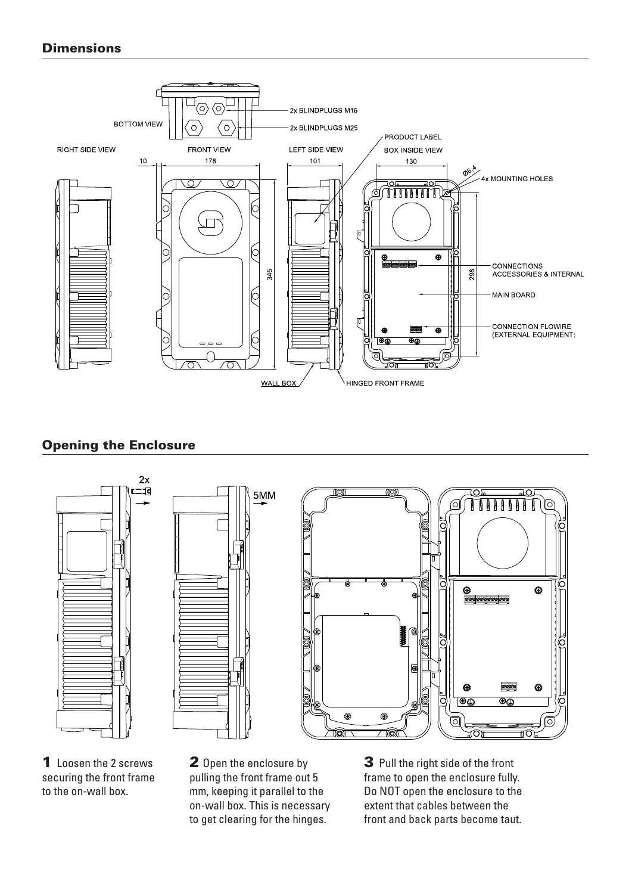## Dimensions

BOTTOM VIEW

2x BLINDPLUGS M16

2x BLINDPLUGS M25

PRODUCT LABEL

RIGHT SIDE VIEW

FRONT VIEW

LEFT SIDE VIEW

BOX INSIDE VIEW

10

178

101

130

Ø6.4

4x MOUNTING HOLES

345

298

CONNECTIONS ACCESSORIES & INTERNAL

MAIN BOARD

CONNECTION FLOWIRE (EXTERNAL EQUIPMENT)

WALL BOX

HINGED FRONT FRAME

## Opening the Enclosure

2x

5MM

**1** Loosen the 2 screws securing the front frame to the on-wall box.

**2** Open the enclosure by pulling the front frame out 5 mm, keeping it parallel to the on-wall box. This is necessary to get clearing for the hinges.

**3** Pull the right side of the front frame to open the enclosure fully. Do NOT open the enclosure to the extent that cables between the front and back parts become taut.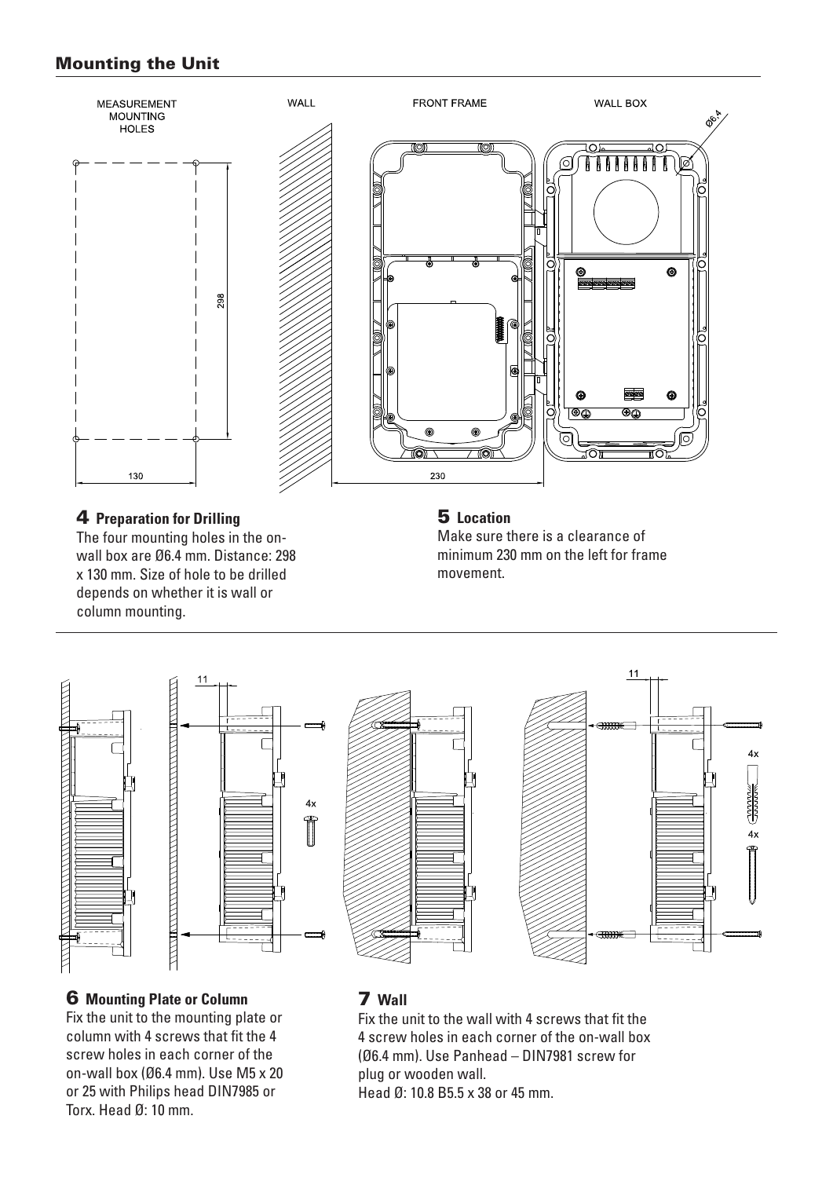## Mounting the Unit

### 4 Preparation for Drilling

The four mounting holes in the on-wall box are Ø6.4 mm. Distance: 298 x 130 mm. Size of hole to be drilled depends on whether it is wall or column mounting.

### 5 Location

Make sure there is a clearance of minimum 230 mm on the left for frame movement.

### 6 Mounting Plate or Column

Fix the unit to the mounting plate or column with 4 screws that fit the 4 screw holes in each corner of the on-wall box (Ø6.4 mm). Use M5 x 20 or 25 with Philips head DIN7985 or Torx. Head Ø: 10 mm.

### 7 Wall

Fix the unit to the wall with 4 screws that fit the 4 screw holes in each corner of the on-wall box (Ø6.4 mm). Use Panhead – DIN7981 screw for plug or wooden wall.
Head Ø: 10.8 B5.5 x 38 or 45 mm.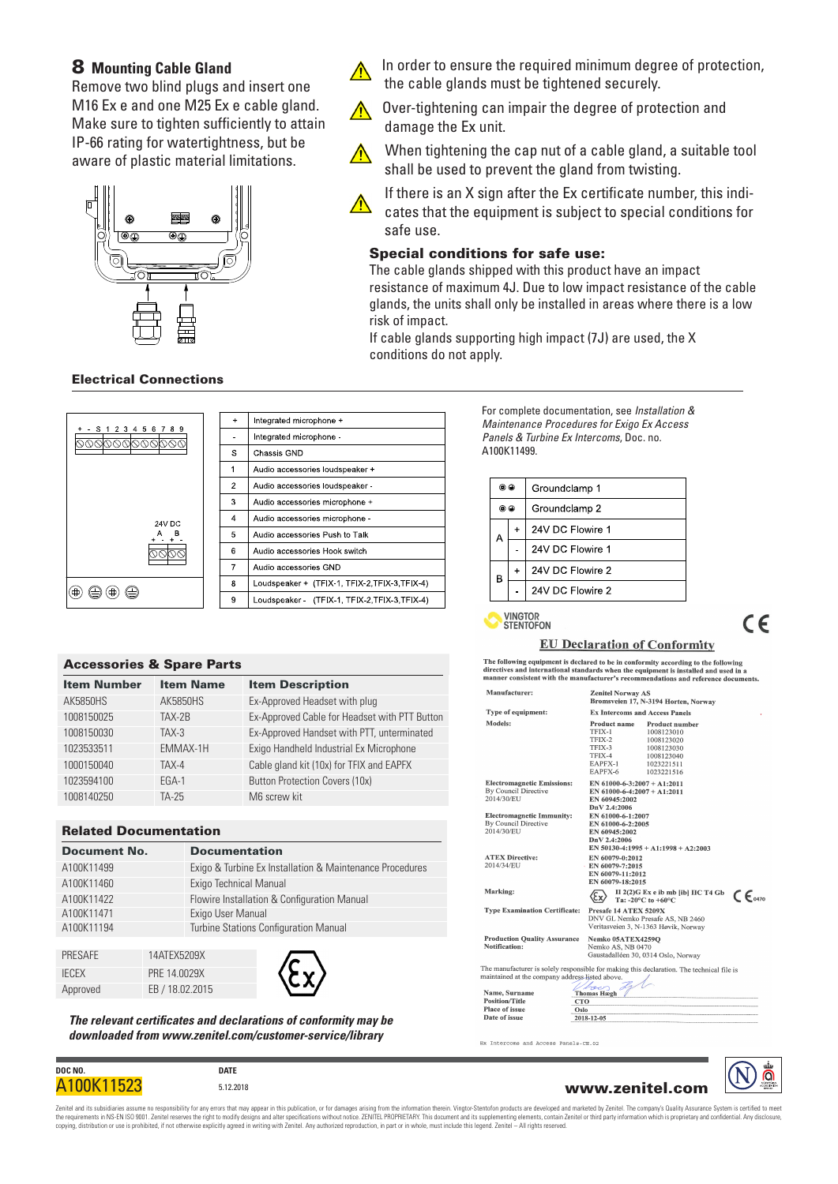## 8 Mounting Cable Gland

Remove two blind plugs and insert one M16 Ex e and one M25 Ex e cable gland. Make sure to tighten sufficiently to attain IP-66 rating for watertightness, but be aware of plastic material limitations.

⚠ In order to ensure the required minimum degree of protection, the cable glands must be tightened securely.

⚠ Over-tightening can impair the degree of protection and damage the Ex unit.

⚠ When tightening the cap nut of a cable gland, a suitable tool shall be used to prevent the gland from twisting.

⚠ If there is an X sign after the Ex certificate number, this indicates that the equipment is subject to special conditions for safe use.

### Special conditions for safe use:

The cable glands shipped with this product have an impact resistance of maximum 4J. Due to low impact resistance of the cable glands, the units shall only be installed in areas where there is a low risk of impact.

If cable glands supporting high impact (7J) are used, the X conditions do not apply.

### Electrical Connections

+ - S 1 2 3 4 5 6 7 8 9

24V DC
A B
+ - + -

| | |
|---|---|
| + | Integrated microphone + |
| - | Integrated microphone - |
| S | Chassis GND |
| 1 | Audio accessories loudspeaker + |
| 2 | Audio accessories loudspeaker - |
| 3 | Audio accessories microphone + |
| 4 | Audio accessories microphone - |
| 5 | Audio accessories Push to Talk |
| 6 | Audio accessories Hook switch |
| 7 | Audio accessories GND |
| 8 | Loudspeaker + (TFIX-1, TFIX-2,TFIX-3,TFIX-4) |
| 9 | Loudspeaker - (TFIX-1, TFIX-2,TFIX-3,TFIX-4) |

For complete documentation, see *Installation & Maintenance Procedures for Exigo Ex Access Panels & Turbine Ex Intercoms*, Doc. no. A100K11499.

| | | |
|---|---|---|
| | | Groundclamp 1 |
| | | Groundclamp 2 |
| A | + | 24V DC Flowire 1 |
| | - | 24V DC Flowire 1 |
| B | + | 24V DC Flowire 2 |
| | - | 24V DC Flowire 2 |

### Accessories & Spare Parts

| Item Number | Item Name | Item Description |
|---|---|---|
| AK5850HS | AK5850HS | Ex-Approved Headset with plug |
| 1008150025 | TAX-2B | Ex-Approved Cable for Headset with PTT Button |
| 1008150030 | TAX-3 | Ex-Approved Handset with PTT, unterminated |
| 1023533511 | EMMAX-1H | Exigo Handheld Industrial Ex Microphone |
| 1000150040 | TAX-4 | Cable gland kit (10x) for TFIX and EAPFX |
| 1023594100 | EGA-1 | Button Protection Covers (10x) |
| 1008140250 | TA-25 | M6 screw kit |

### Related Documentation

| Document No. | Documentation |
|---|---|
| A100K11499 | Exigo & Turbine Ex Installation & Maintenance Procedures |
| A100K11460 | Exigo Technical Manual |
| A100K11422 | Flowire Installation & Configuration Manual |
| A100K11471 | Exigo User Manual |
| A100K11194 | Turbine Stations Configuration Manual |

| | |
|---|---|
| PRESAFE | 14ATEX5209X |
| IECEX | PRE 14.0029X |
| Approved | EB / 18.02.2015 |

***The relevant certificates and declarations of conformity may be downloaded from www.zenitel.com/customer-service/library***

VINGTOR STENTOFON

CE

### EU Declaration of Conformity

The following equipment is declared to be in conformity according to the following directives and international standards when the equipment is installed and used in a manner consistent with the manufacturer's recommendations and reference documents.

| | |
|---|---|
| Manufacturer: | Zenitel Norway AS<br>Bromsveien 17, N-3194 Horten, Norway |
| Type of equipment: | Ex Intercoms and Access Panels |
| Models: | Product name / Product number<br>TFIX-1 1008123010<br>TFIX-2 1008123020<br>TFIX-3 1008123030<br>TFIX-4 1008123040<br>EAPFX-1 1023221511<br>EAPFX-6 1023221516 |
| Electromagnetic Emissions:<br>By Council Directive 2014/30/EU | EN 61000-6-3:2007 + A1:2011<br>EN 61000-6-4:2007 + A1:2011<br>EN 60945:2002<br>DnV 2.4:2006 |
| Electromagnetic Immunity:<br>By Council Directive 2014/30/EU | EN 61000-6-1:2007<br>EN 61000-6-2:2005<br>EN 60945:2002<br>DnV 2.4:2006<br>EN 50130-4:1995 + A1:1998 + A2:2003 |
| ATEX Directive:<br>2014/34/EU | EN 60079-0:2012<br>EN 60079-7:2015<br>EN 60079-11:2012<br>EN 60079-18:2015 |
| Marking: | II 2(2)G Ex e ib mb [ib] IIC T4 Gb<br>Ta: -20°C to +60°C<br>CE 0470 |
| Type Examination Certificate: | Presafe 14 ATEX 5209X<br>DNV GL Nemko Presafe AS, NB 2460<br>Veritasveien 3, N-1363 Høvik, Norway |
| Production Quality Assurance Notification: | Nemko 05ATEX4259Q<br>Nemko AS, NB 0470<br>Gaustadalléen 30, 0314 Oslo, Norway |

The manufacturer is solely responsible for making this declaration. The technical file is maintained at the company address listed above.

| | |
|---|---|
| Name, Surname | Thomas Høgh |
| Position/Title | CTO |
| Place of issue | Oslo |
| Date of issue | 2018-12-05 |

Ex Intercoms and Access Panels-CE.02

DOC NO. A100K11523
DATE 5.12.2018

www.zenitel.com

Zenitel and its subsidiaries assume no responsibility for any errors that may appear in this publication, or for damages arising from the information therein. Vingtor-Stentofon products are developed and marketed by Zenitel. The company's Quality Assurance System is certified to meet the requirements in NS-EN ISO 9001. Zenitel reserves the right to modify designs and alter specifications without notice. ZENITEL PROPRIETARY. This document and its supplementing elements, contain Zenitel or third party information which is proprietary and confidential. Any disclosure, copying, distribution or use is prohibited, if not otherwise explicitly agreed in writing with Zenitel. Any authorized reproduction, in part or in whole, must include this legend. Zenitel – All rights reserved.